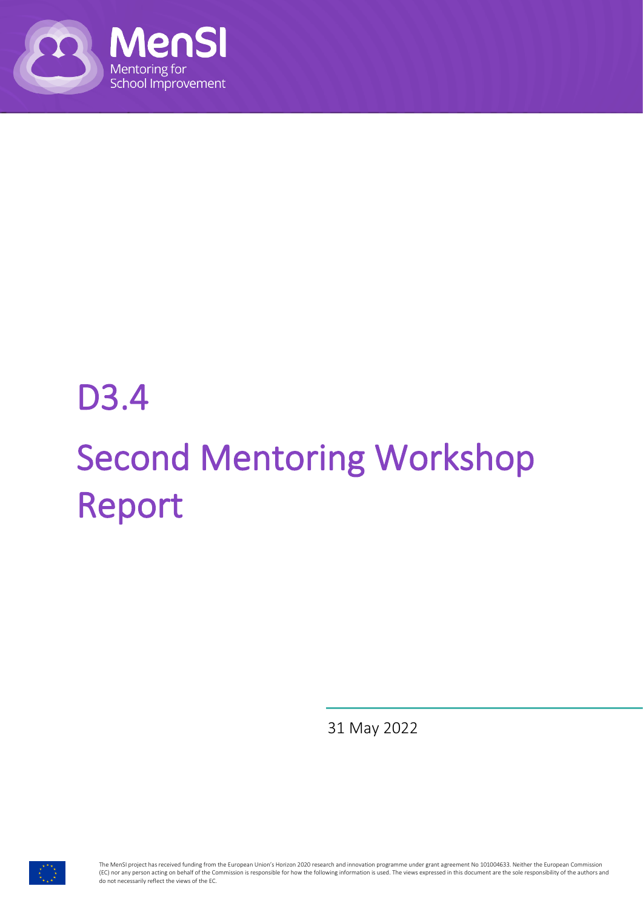MenSI

Mentoring for School Improvement

# D3.4

# Second Mentoring Workshop Report

31 May 2022

The MenSI project has received funding from the European Union's Horizon 2020 research and innovation programme under grant agreement No 101004633. Neither the European Commission (EC) nor any person acting on behalf of the Commission is responsible for how the following information is used. The views expressed in this document are the sole responsibility of the authors and do not necessarily reflect the views of the EC.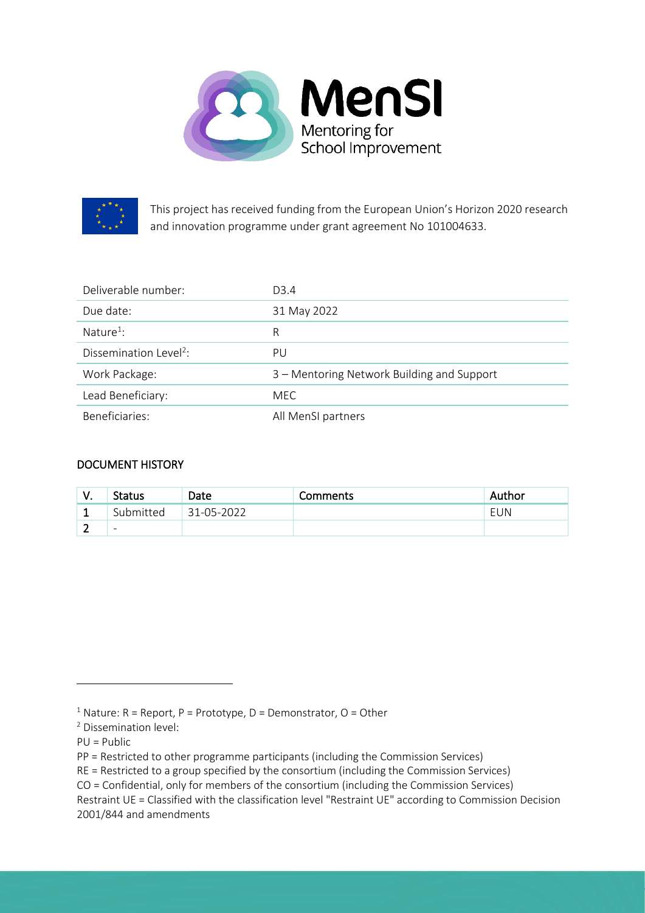This project has received funding from the European Union's Horizon 2020 research and innovation programme under grant agreement No 101004633.

| Deliverable number: | D3.4 |
|---|---|
| Due date: | 31 May 2022 |
| Nature[1]: | R |
| Dissemination Level[2]: | PU |
| Work Package: | 3 – Mentoring Network Building and Support |
| Lead Beneficiary: | MEC |
| Beneficiaries: | All MenSI partners |

## DOCUMENT HISTORY

| V. | Status | Date | Comments | Author |
|---|---|---|---|---|
| 1 | Submitted | 31-05-2022 | | EUN |
| 2 | - | | | |

[1] Nature: R = Report, P = Prototype, D = Demonstrator, O = Other

[2] Dissemination level:

PU = Public

PP = Restricted to other programme participants (including the Commission Services)

RE = Restricted to a group specified by the consortium (including the Commission Services)

CO = Confidential, only for members of the consortium (including the Commission Services)

Restraint UE = Classified with the classification level "Restraint UE" according to Commission Decision 2001/844 and amendments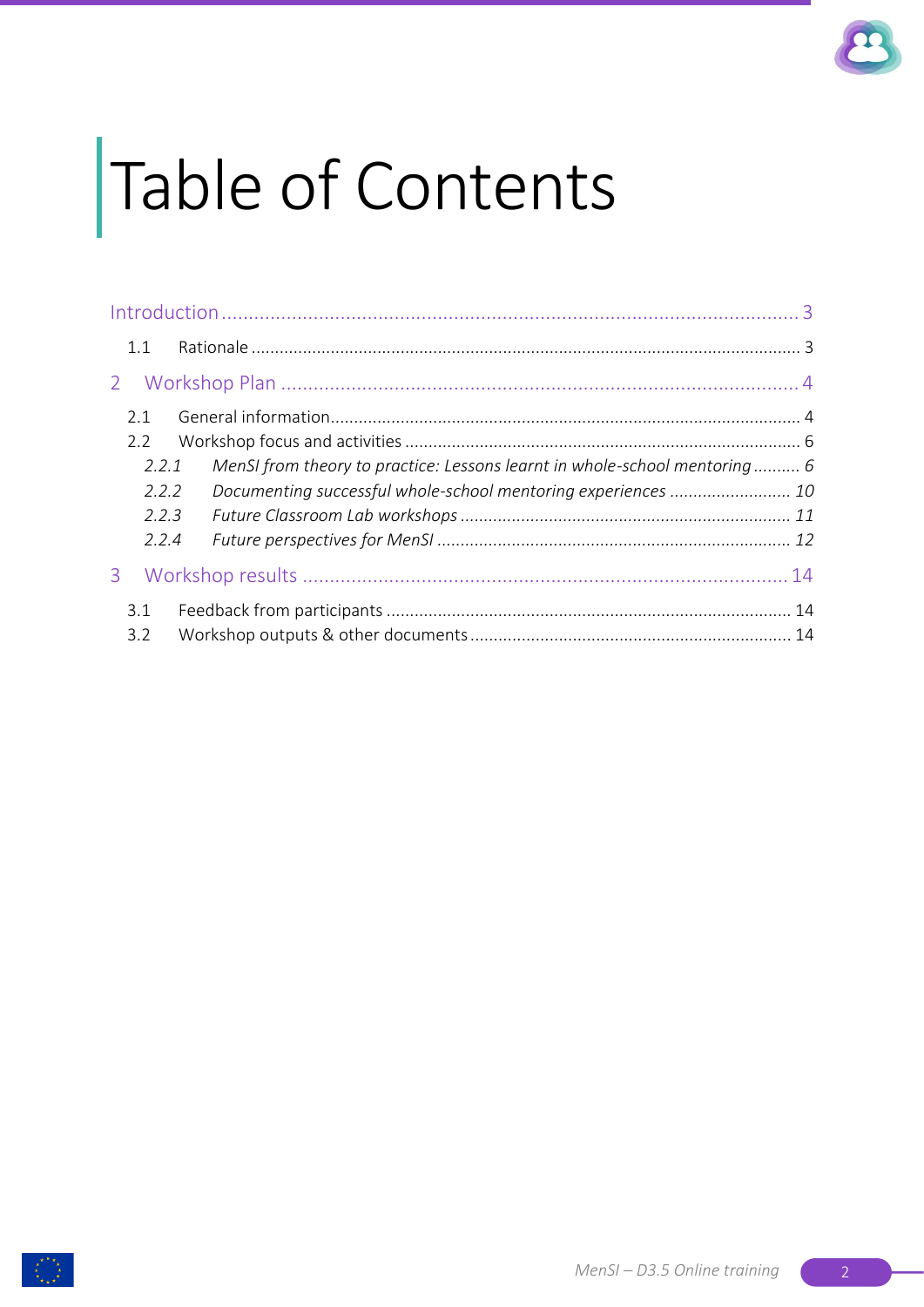# Table of Contents

Introduction ..... 3

1.1 Rationale ..... 3

2 Workshop Plan ..... 4

2.1 General information ..... 4

2.2 Workshop focus and activities ..... 6

*2.2.1 MenSI from theory to practice: Lessons learnt in whole-school mentoring ..... 6*

*2.2.2 Documenting successful whole-school mentoring experiences ..... 10*

*2.2.3 Future Classroom Lab workshops ..... 11*

*2.2.4 Future perspectives for MenSI ..... 12*

3 Workshop results ..... 14

3.1 Feedback from participants ..... 14

3.2 Workshop outputs & other documents ..... 14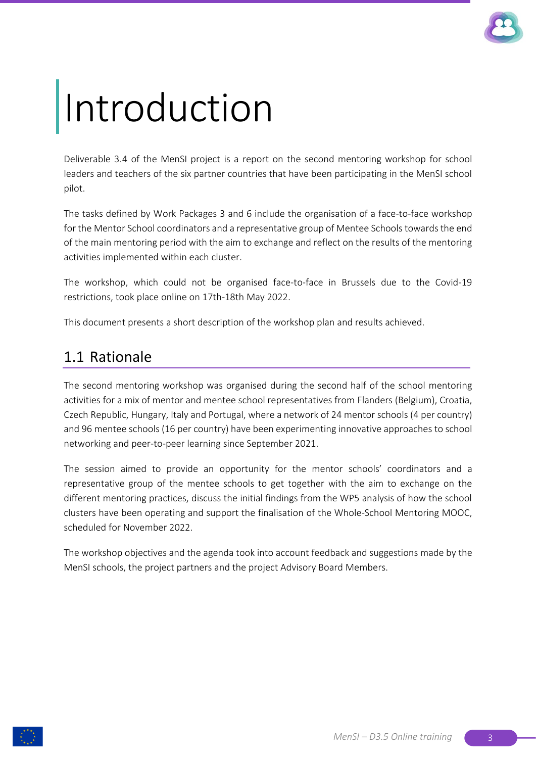# Introduction

Deliverable 3.4 of the MenSI project is a report on the second mentoring workshop for school leaders and teachers of the six partner countries that have been participating in the MenSI school pilot.

The tasks defined by Work Packages 3 and 6 include the organisation of a face-to-face workshop for the Mentor School coordinators and a representative group of Mentee Schools towards the end of the main mentoring period with the aim to exchange and reflect on the results of the mentoring activities implemented within each cluster.

The workshop, which could not be organised face-to-face in Brussels due to the Covid-19 restrictions, took place online on 17th-18th May 2022.

This document presents a short description of the workshop plan and results achieved.

## 1.1 Rationale

The second mentoring workshop was organised during the second half of the school mentoring activities for a mix of mentor and mentee school representatives from Flanders (Belgium), Croatia, Czech Republic, Hungary, Italy and Portugal, where a network of 24 mentor schools (4 per country) and 96 mentee schools (16 per country) have been experimenting innovative approaches to school networking and peer-to-peer learning since September 2021.

The session aimed to provide an opportunity for the mentor schools' coordinators and a representative group of the mentee schools to get together with the aim to exchange on the different mentoring practices, discuss the initial findings from the WP5 analysis of how the school clusters have been operating and support the finalisation of the Whole-School Mentoring MOOC, scheduled for November 2022.

The workshop objectives and the agenda took into account feedback and suggestions made by the MenSI schools, the project partners and the project Advisory Board Members.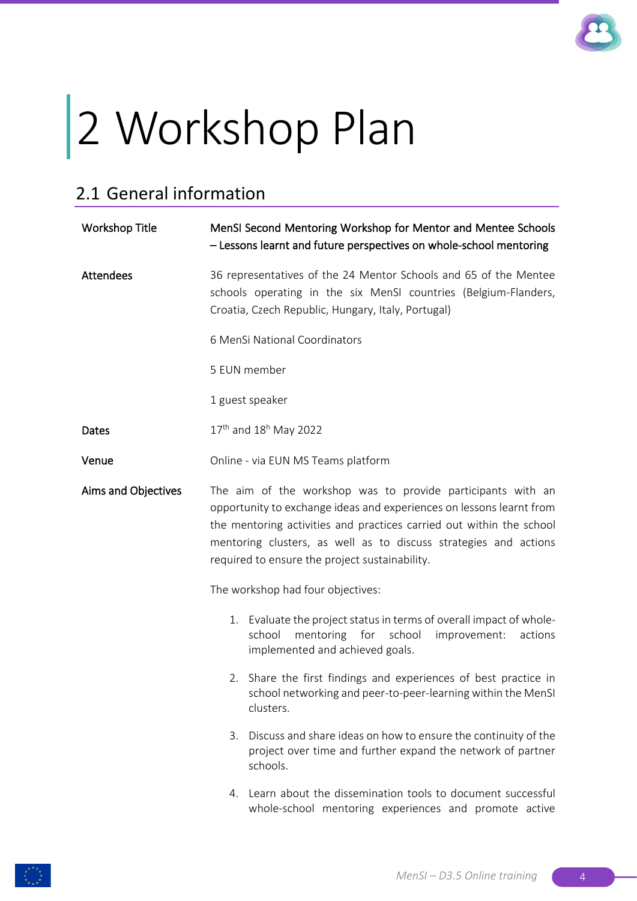# 2 Workshop Plan

## 2.1 General information

| | |
|---|---|
| **Workshop Title** | **MenSI Second Mentoring Workshop for Mentor and Mentee Schools – Lessons learnt and future perspectives on whole-school mentoring** |
| **Attendees** | 36 representatives of the 24 Mentor Schools and 65 of the Mentee schools operating in the six MenSI countries (Belgium-Flanders, Croatia, Czech Republic, Hungary, Italy, Portugal)<br><br>6 MenSi National Coordinators<br><br>5 EUN member<br><br>1 guest speaker |
| **Dates** | 17th and 18h May 2022 |
| **Venue** | Online - via EUN MS Teams platform |
| **Aims and Objectives** | The aim of the workshop was to provide participants with an opportunity to exchange ideas and experiences on lessons learnt from the mentoring activities and practices carried out within the school mentoring clusters, as well as to discuss strategies and actions required to ensure the project sustainability.<br><br>The workshop had four objectives:<br><br>1. Evaluate the project status in terms of overall impact of whole-school mentoring for school improvement: actions implemented and achieved goals.<br>2. Share the first findings and experiences of best practice in school networking and peer-to-peer-learning within the MenSI clusters.<br>3. Discuss and share ideas on how to ensure the continuity of the project over time and further expand the network of partner schools.<br>4. Learn about the dissemination tools to document successful whole-school mentoring experiences and promote active |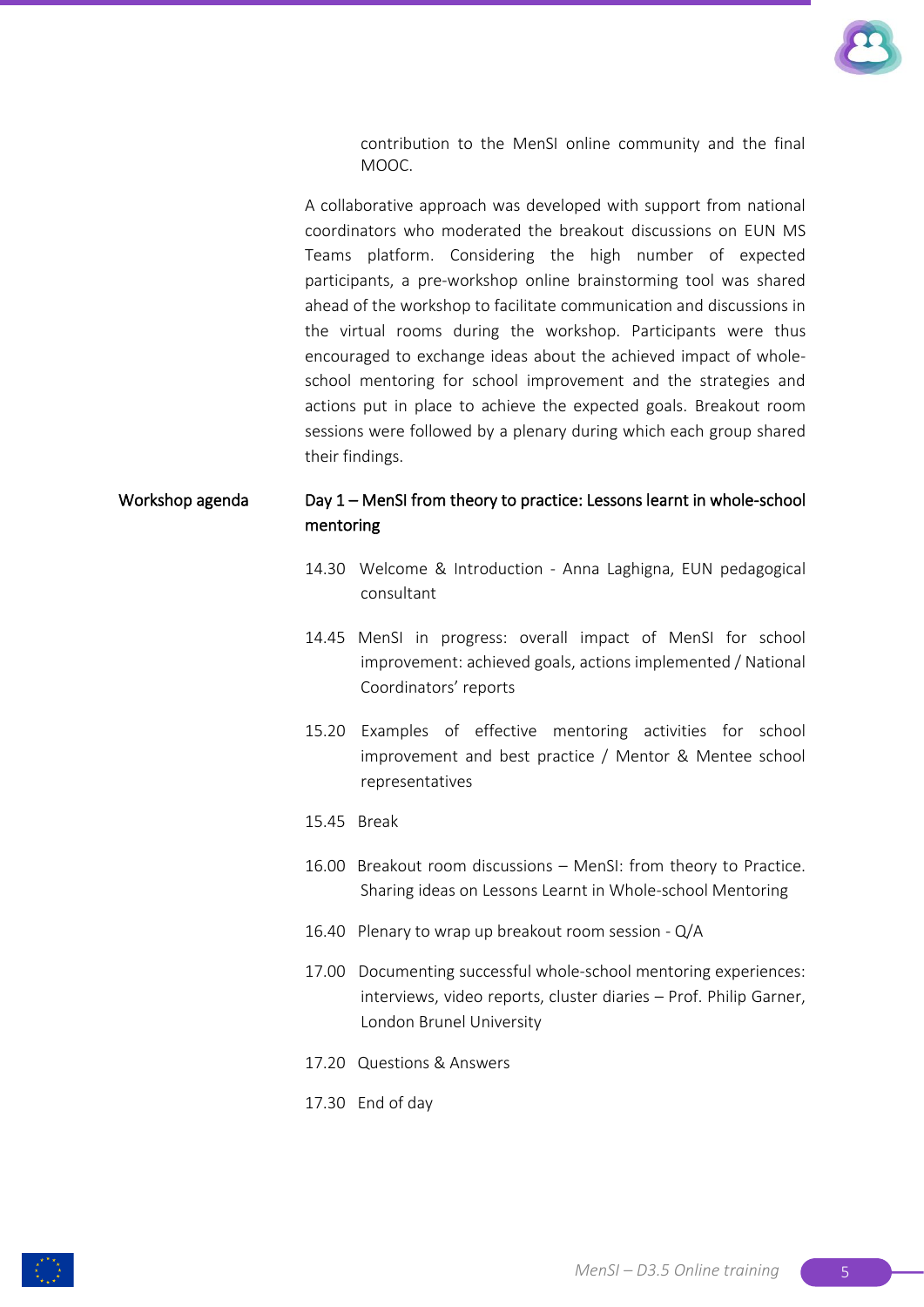contribution to the MenSI online community and the final MOOC.

A collaborative approach was developed with support from national coordinators who moderated the breakout discussions on EUN MS Teams platform. Considering the high number of expected participants, a pre-workshop online brainstorming tool was shared ahead of the workshop to facilitate communication and discussions in the virtual rooms during the workshop. Participants were thus encouraged to exchange ideas about the achieved impact of whole-school mentoring for school improvement and the strategies and actions put in place to achieve the expected goals. Breakout room sessions were followed by a plenary during which each group shared their findings.

## Workshop agenda

**Day 1 – MenSI from theory to practice: Lessons learnt in whole-school mentoring**

14.30 Welcome & Introduction - Anna Laghigna, EUN pedagogical consultant

14.45 MenSI in progress: overall impact of MenSI for school improvement: achieved goals, actions implemented / National Coordinators' reports

15.20 Examples of effective mentoring activities for school improvement and best practice / Mentor & Mentee school representatives

15.45 Break

16.00 Breakout room discussions – MenSI: from theory to Practice. Sharing ideas on Lessons Learnt in Whole-school Mentoring

16.40 Plenary to wrap up breakout room session - Q/A

17.00 Documenting successful whole-school mentoring experiences: interviews, video reports, cluster diaries – Prof. Philip Garner, London Brunel University

17.20 Questions & Answers

17.30 End of day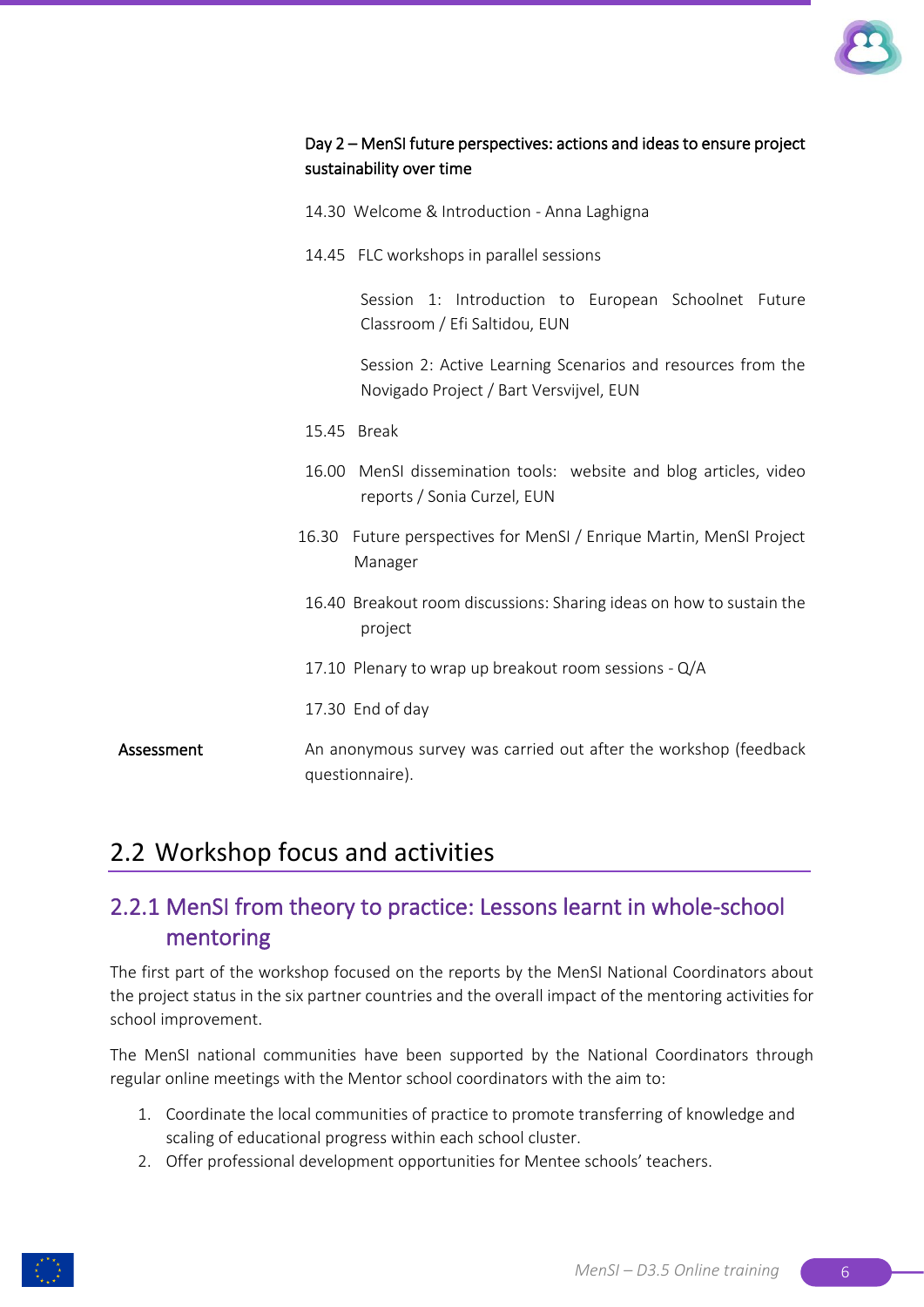**Day 2 – MenSI future perspectives: actions and ideas to ensure project sustainability over time**

14.30 Welcome & Introduction - Anna Laghigna

14.45 FLC workshops in parallel sessions

Session 1: Introduction to European Schoolnet Future Classroom / Efi Saltidou, EUN

Session 2: Active Learning Scenarios and resources from the Novigado Project / Bart Versvijvel, EUN

15.45 Break

16.00 MenSI dissemination tools: website and blog articles, video reports / Sonia Curzel, EUN

16.30 Future perspectives for MenSI / Enrique Martin, MenSI Project Manager

16.40 Breakout room discussions: Sharing ideas on how to sustain the project

17.10 Plenary to wrap up breakout room sessions - Q/A

17.30 End of day

**Assessment** An anonymous survey was carried out after the workshop (feedback questionnaire).

## 2.2 Workshop focus and activities

### 2.2.1 MenSI from theory to practice: Lessons learnt in whole-school mentoring

The first part of the workshop focused on the reports by the MenSI National Coordinators about the project status in the six partner countries and the overall impact of the mentoring activities for school improvement.

The MenSI national communities have been supported by the National Coordinators through regular online meetings with the Mentor school coordinators with the aim to:

1. Coordinate the local communities of practice to promote transferring of knowledge and scaling of educational progress within each school cluster.
2. Offer professional development opportunities for Mentee schools' teachers.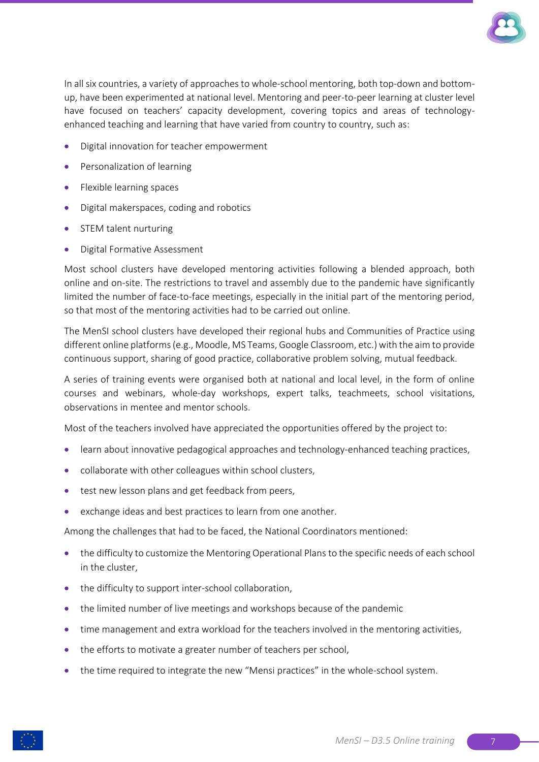In all six countries, a variety of approaches to whole-school mentoring, both top-down and bottom-up, have been experimented at national level. Mentoring and peer-to-peer learning at cluster level have focused on teachers' capacity development, covering topics and areas of technology-enhanced teaching and learning that have varied from country to country, such as:

- Digital innovation for teacher empowerment
- Personalization of learning
- Flexible learning spaces
- Digital makerspaces, coding and robotics
- STEM talent nurturing
- Digital Formative Assessment

Most school clusters have developed mentoring activities following a blended approach, both online and on-site. The restrictions to travel and assembly due to the pandemic have significantly limited the number of face-to-face meetings, especially in the initial part of the mentoring period, so that most of the mentoring activities had to be carried out online.

The MenSI school clusters have developed their regional hubs and Communities of Practice using different online platforms (e.g., Moodle, MS Teams, Google Classroom, etc.) with the aim to provide continuous support, sharing of good practice, collaborative problem solving, mutual feedback.

A series of training events were organised both at national and local level, in the form of online courses and webinars, whole-day workshops, expert talks, teachmeets, school visitations, observations in mentee and mentor schools.

Most of the teachers involved have appreciated the opportunities offered by the project to:

- learn about innovative pedagogical approaches and technology-enhanced teaching practices,
- collaborate with other colleagues within school clusters,
- test new lesson plans and get feedback from peers,
- exchange ideas and best practices to learn from one another.

Among the challenges that had to be faced, the National Coordinators mentioned:

- the difficulty to customize the Mentoring Operational Plans to the specific needs of each school in the cluster,
- the difficulty to support inter-school collaboration,
- the limited number of live meetings and workshops because of the pandemic
- time management and extra workload for the teachers involved in the mentoring activities,
- the efforts to motivate a greater number of teachers per school,
- the time required to integrate the new "Mensi practices" in the whole-school system.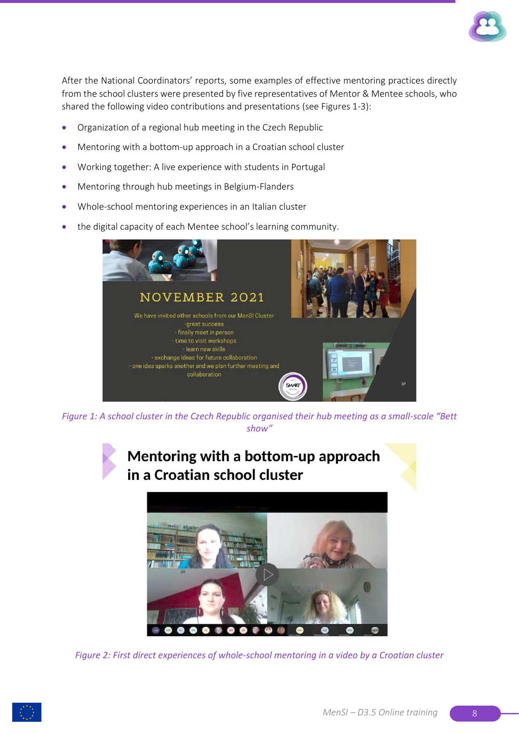After the National Coordinators' reports, some examples of effective mentoring practices directly from the school clusters were presented by five representatives of Mentor & Mentee schools, who shared the following video contributions and presentations (see Figures 1-3):

- Organization of a regional hub meeting in the Czech Republic
- Mentoring with a bottom-up approach in a Croatian school cluster
- Working together: A live experience with students in Portugal
- Mentoring through hub meetings in Belgium-Flanders
- Whole-school mentoring experiences in an Italian cluster
- the digital capacity of each Mentee school's learning community.

*Figure 1: A school cluster in the Czech Republic organised their hub meeting as a small-scale "Bett show"*

*Figure 2: First direct experiences of whole-school mentoring in a video by a Croatian cluster*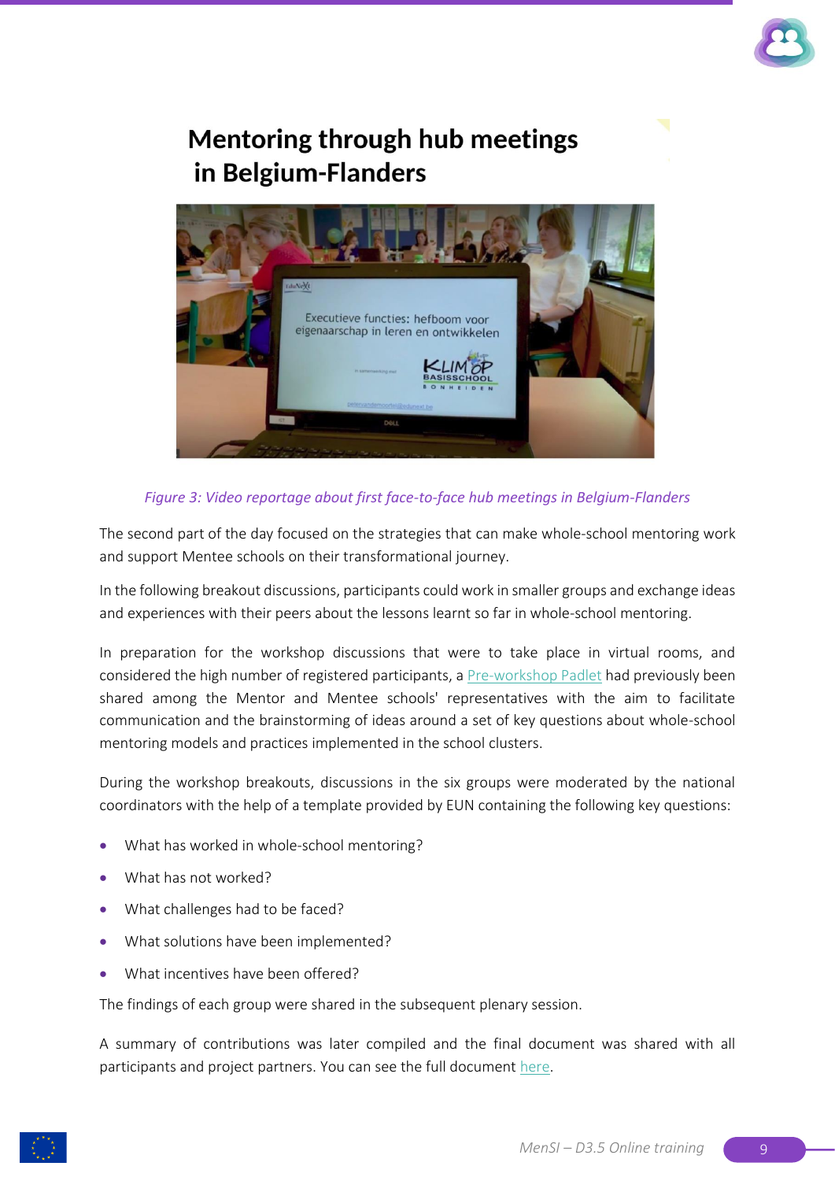# Mentoring through hub meetings in Belgium-Flanders

*Figure 3: Video reportage about first face-to-face hub meetings in Belgium-Flanders*

The second part of the day focused on the strategies that can make whole-school mentoring work and support Mentee schools on their transformational journey.

In the following breakout discussions, participants could work in smaller groups and exchange ideas and experiences with their peers about the lessons learnt so far in whole-school mentoring.

In preparation for the workshop discussions that were to take place in virtual rooms, and considered the high number of registered participants, a Pre-workshop Padlet had previously been shared among the Mentor and Mentee schools' representatives with the aim to facilitate communication and the brainstorming of ideas around a set of key questions about whole-school mentoring models and practices implemented in the school clusters.

During the workshop breakouts, discussions in the six groups were moderated by the national coordinators with the help of a template provided by EUN containing the following key questions:

- What has worked in whole-school mentoring?
- What has not worked?
- What challenges had to be faced?
- What solutions have been implemented?
- What incentives have been offered?

The findings of each group were shared in the subsequent plenary session.

A summary of contributions was later compiled and the final document was shared with all participants and project partners. You can see the full document here.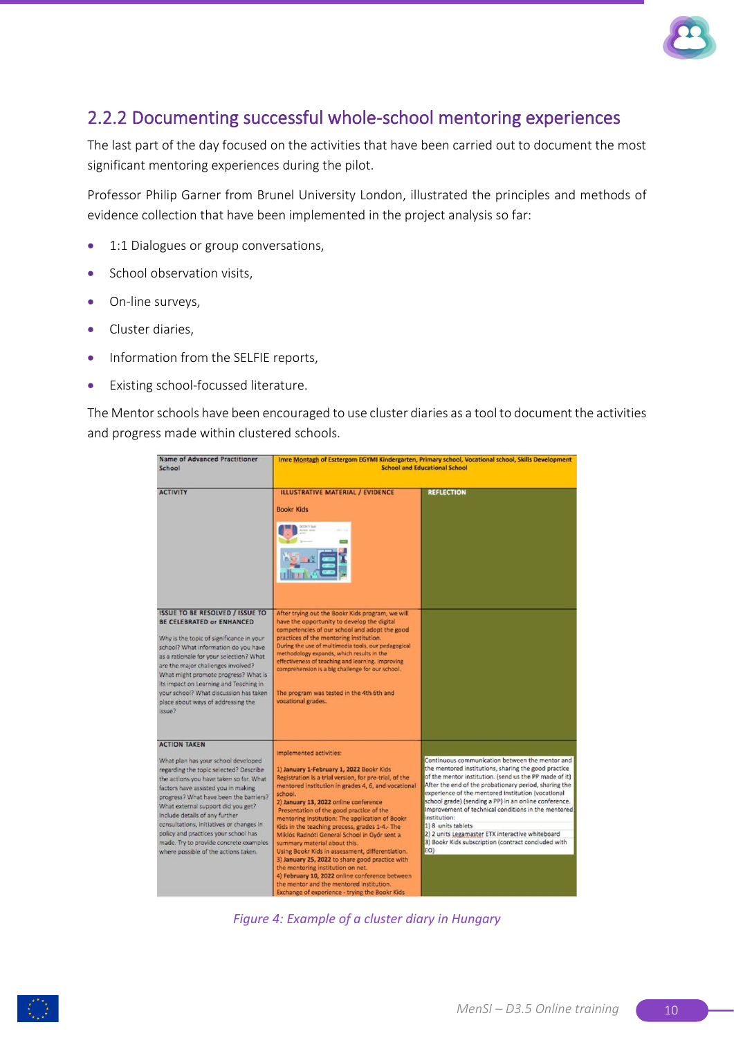## 2.2.2 Documenting successful whole-school mentoring experiences

The last part of the day focused on the activities that have been carried out to document the most significant mentoring experiences during the pilot.

Professor Philip Garner from Brunel University London, illustrated the principles and methods of evidence collection that have been implemented in the project analysis so far:

- 1:1 Dialogues or group conversations,
- School observation visits,
- On-line surveys,
- Cluster diaries,
- Information from the SELFIE reports,
- Existing school-focussed literature.

The Mentor schools have been encouraged to use cluster diaries as a tool to document the activities and progress made within clustered schools.

| Name of Advanced Practitioner School | Imre Montagh of Esztergom EGYMI Kindergarten, Primary school, Vocational school, Skills Development School and Educational School | |
|---|---|---|
| ACTIVITY | ILLUSTRATIVE MATERIAL / EVIDENCE<br><br>Bookr Kids | REFLECTION |
| ISSUE TO BE RESOLVED / ISSUE TO BE CELEBRATED or ENHANCED<br><br>Why is the topic of significance in your school? What information do you have as a rationale for your selection? What are the major challenges involved? What might promote progress? What is its impact on Learning and Teaching in your school? What discussion has taken place about ways of addressing the issue? | After trying out the Bookr Kids program, we will have the opportunity to develop the digital competencies of our school and adopt the good practices of the mentoring institution. During the use of multimedia tools, our pedagogical methodology expands, which results in the effectiveness of teaching and learning. Improving comprehension is a big challenge for our school.<br><br>The program was tested in the 4th 6th and vocational grades. | |
| ACTION TAKEN<br><br>What plan has your school developed regarding the topic selected? Describe the actions you have taken so far. What factors have assisted you in making progress? What have been the barriers? What external support did you get? Include details of any further consultations, initiatives or changes in policy and practices your school has made. Try to provide concrete examples where possible of the actions taken. | Implemented activities:<br><br>1) **January 1-February 1, 2022** Bookr Kids Registration is a trial version, for pre-trial, of the mentored institution in grades 4, 6, and vocational school.<br>2) **January 13, 2022** online conference Presentation of the good practice of the mentoring institution: The application of Bookr Kids in the teaching process, grades 1-4.- The Miklós Radnóti General School in Győr sent a summary material about this.<br>Using Bookr Kids in assessment, differentiation.<br>3) **January 25, 2022** to share good practice with the mentoring institution on net.<br>4) **February 10, 2022** online conference between the mentor and the mentored institution.<br>Exchange of experience - trying the Bookr Kids | Continuous communication between the mentor and the mentored institutions, sharing the good practice of the mentor institution. (send us the PP made of it)<br>After the end of the probationary period, sharing the experience of the mentored institution (vocational school grade) (sending a PP) in an online conference.<br>Improvement of technical conditions in the mentored institution:<br>1) 8 units tablets<br>2) 2 units Legamaster ETX interactive whiteboard<br>3) Bookr Kids subscription (contract concluded with EO) |

*Figure 4: Example of a cluster diary in Hungary*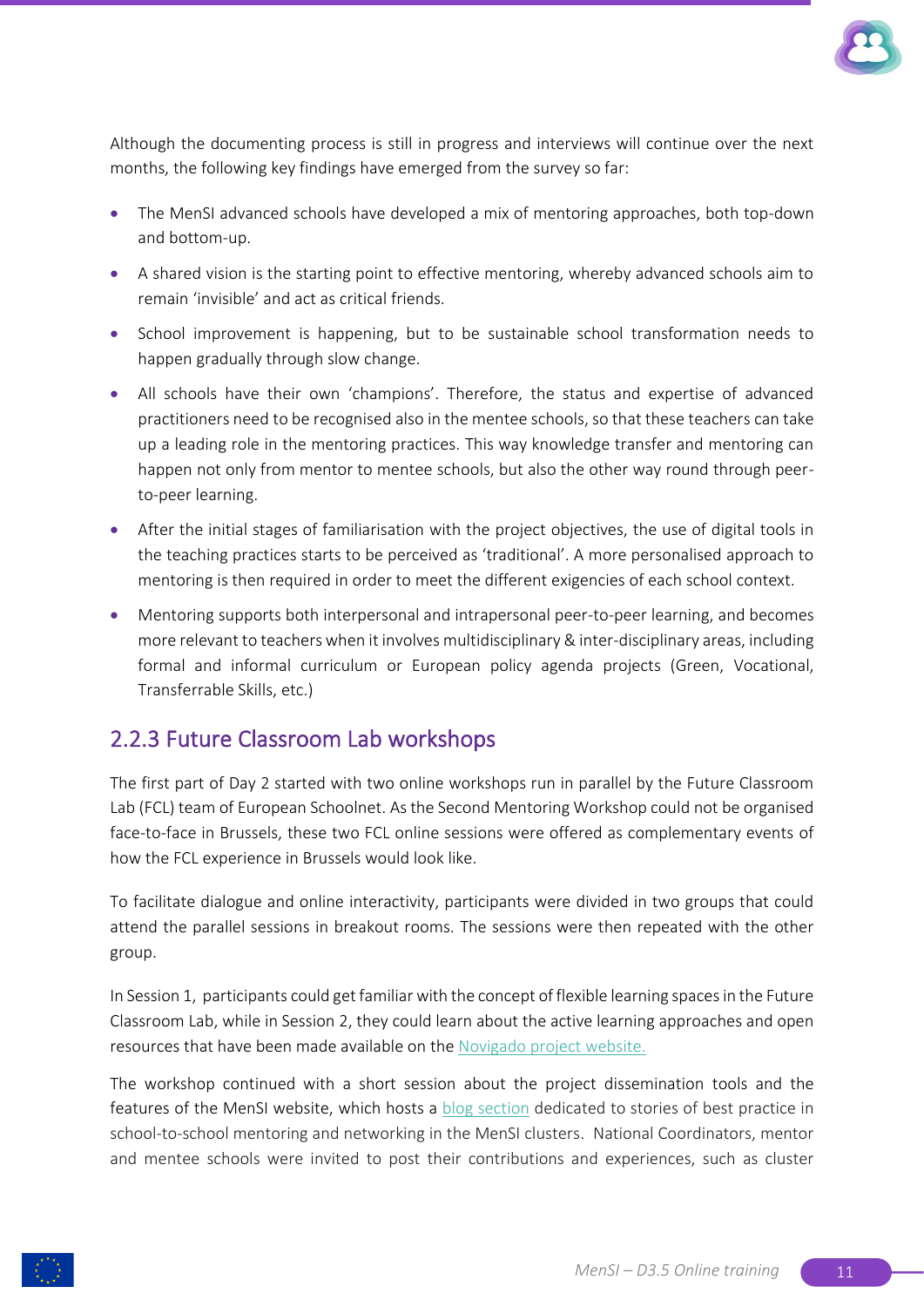Although the documenting process is still in progress and interviews will continue over the next months, the following key findings have emerged from the survey so far:

- The MenSI advanced schools have developed a mix of mentoring approaches, both top-down and bottom-up.
- A shared vision is the starting point to effective mentoring, whereby advanced schools aim to remain 'invisible' and act as critical friends.
- School improvement is happening, but to be sustainable school transformation needs to happen gradually through slow change.
- All schools have their own 'champions'. Therefore, the status and expertise of advanced practitioners need to be recognised also in the mentee schools, so that these teachers can take up a leading role in the mentoring practices. This way knowledge transfer and mentoring can happen not only from mentor to mentee schools, but also the other way round through peer-to-peer learning.
- After the initial stages of familiarisation with the project objectives, the use of digital tools in the teaching practices starts to be perceived as 'traditional'. A more personalised approach to mentoring is then required in order to meet the different exigencies of each school context.
- Mentoring supports both interpersonal and intrapersonal peer-to-peer learning, and becomes more relevant to teachers when it involves multidisciplinary & inter-disciplinary areas, including formal and informal curriculum or European policy agenda projects (Green, Vocational, Transferrable Skills, etc.)

### 2.2.3 Future Classroom Lab workshops

The first part of Day 2 started with two online workshops run in parallel by the Future Classroom Lab (FCL) team of European Schoolnet. As the Second Mentoring Workshop could not be organised face-to-face in Brussels, these two FCL online sessions were offered as complementary events of how the FCL experience in Brussels would look like.

To facilitate dialogue and online interactivity, participants were divided in two groups that could attend the parallel sessions in breakout rooms. The sessions were then repeated with the other group.

In Session 1, participants could get familiar with the concept of flexible learning spaces in the Future Classroom Lab, while in Session 2, they could learn about the active learning approaches and open resources that have been made available on the Novigado project website.

The workshop continued with a short session about the project dissemination tools and the features of the MenSI website, which hosts a blog section dedicated to stories of best practice in school-to-school mentoring and networking in the MenSI clusters. National Coordinators, mentor and mentee schools were invited to post their contributions and experiences, such as cluster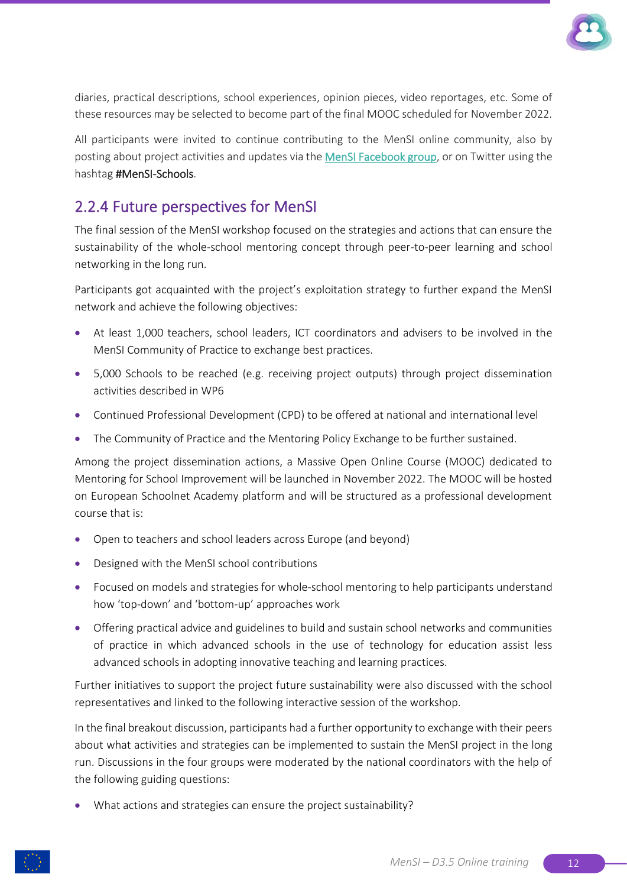diaries, practical descriptions, school experiences, opinion pieces, video reportages, etc. Some of these resources may be selected to become part of the final MOOC scheduled for November 2022.

All participants were invited to continue contributing to the MenSI online community, also by posting about project activities and updates via the [MenSI Facebook group](), or on Twitter using the hashtag **#MenSI-Schools**.

### 2.2.4 Future perspectives for MenSI

The final session of the MenSI workshop focused on the strategies and actions that can ensure the sustainability of the whole-school mentoring concept through peer-to-peer learning and school networking in the long run.

Participants got acquainted with the project's exploitation strategy to further expand the MenSI network and achieve the following objectives:

- At least 1,000 teachers, school leaders, ICT coordinators and advisers to be involved in the MenSI Community of Practice to exchange best practices.
- 5,000 Schools to be reached (e.g. receiving project outputs) through project dissemination activities described in WP6
- Continued Professional Development (CPD) to be offered at national and international level
- The Community of Practice and the Mentoring Policy Exchange to be further sustained.

Among the project dissemination actions, a Massive Open Online Course (MOOC) dedicated to Mentoring for School Improvement will be launched in November 2022. The MOOC will be hosted on European Schoolnet Academy platform and will be structured as a professional development course that is:

- Open to teachers and school leaders across Europe (and beyond)
- Designed with the MenSI school contributions
- Focused on models and strategies for whole-school mentoring to help participants understand how 'top-down' and 'bottom-up' approaches work
- Offering practical advice and guidelines to build and sustain school networks and communities of practice in which advanced schools in the use of technology for education assist less advanced schools in adopting innovative teaching and learning practices.

Further initiatives to support the project future sustainability were also discussed with the school representatives and linked to the following interactive session of the workshop.

In the final breakout discussion, participants had a further opportunity to exchange with their peers about what activities and strategies can be implemented to sustain the MenSI project in the long run. Discussions in the four groups were moderated by the national coordinators with the help of the following guiding questions:

- What actions and strategies can ensure the project sustainability?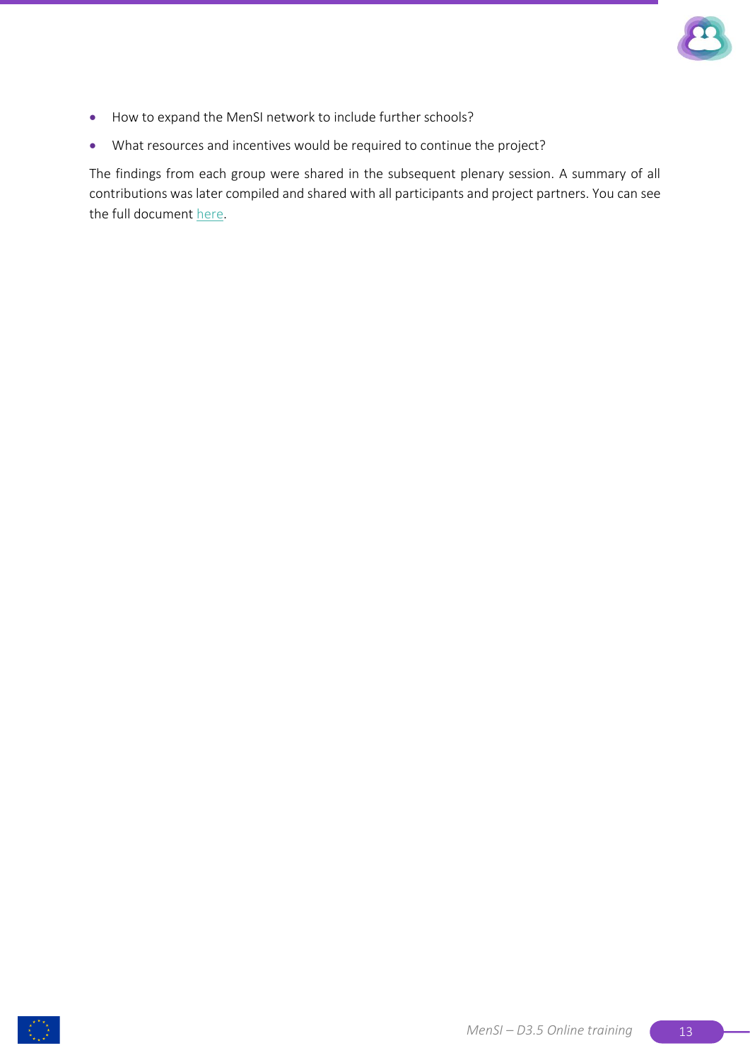- How to expand the MenSI network to include further schools?
- What resources and incentives would be required to continue the project?

The findings from each group were shared in the subsequent plenary session. A summary of all contributions was later compiled and shared with all participants and project partners. You can see the full document here.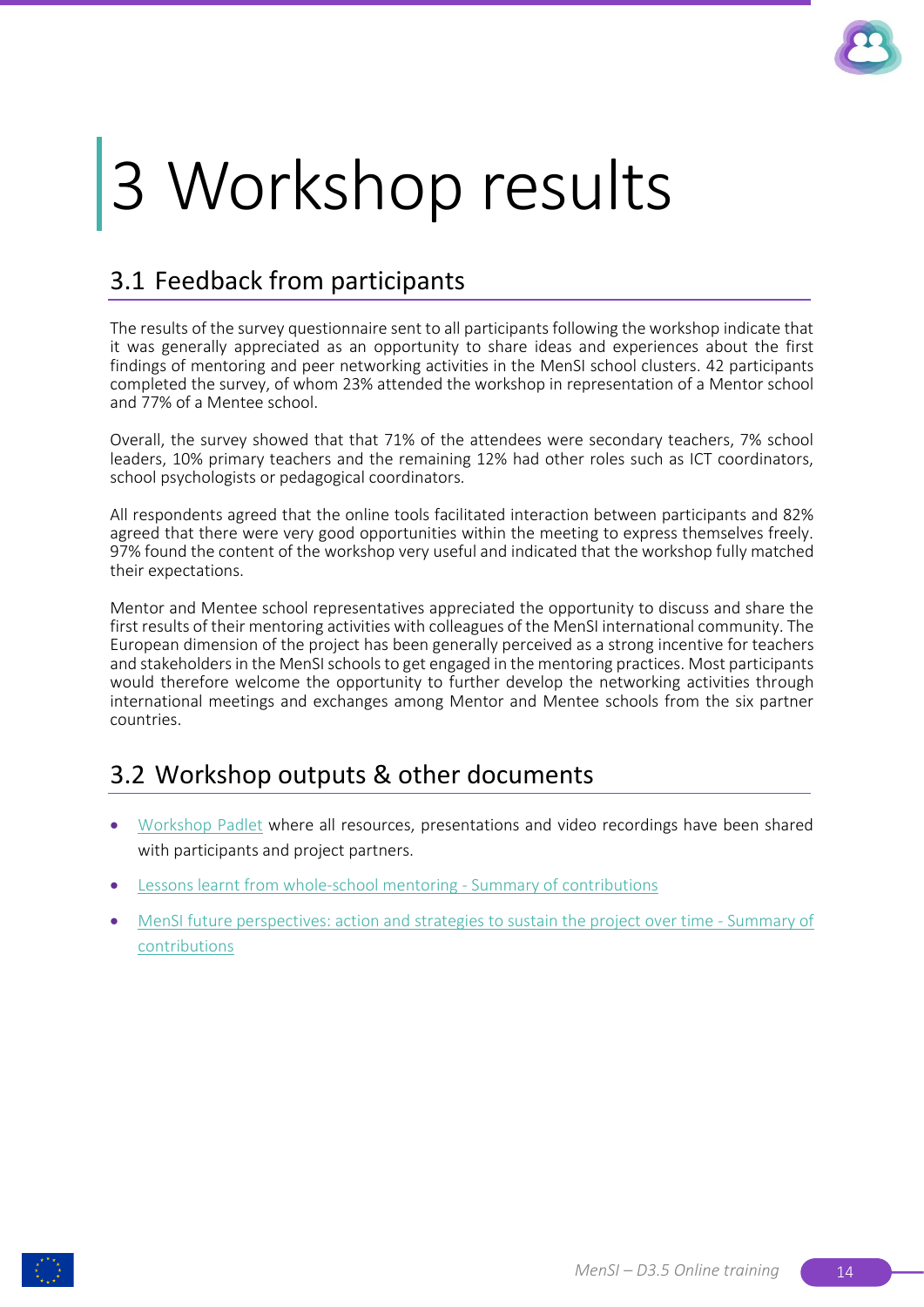# 3 Workshop results

## 3.1 Feedback from participants

The results of the survey questionnaire sent to all participants following the workshop indicate that it was generally appreciated as an opportunity to share ideas and experiences about the first findings of mentoring and peer networking activities in the MenSI school clusters. 42 participants completed the survey, of whom 23% attended the workshop in representation of a Mentor school and 77% of a Mentee school.

Overall, the survey showed that that 71% of the attendees were secondary teachers, 7% school leaders, 10% primary teachers and the remaining 12% had other roles such as ICT coordinators, school psychologists or pedagogical coordinators.

All respondents agreed that the online tools facilitated interaction between participants and 82% agreed that there were very good opportunities within the meeting to express themselves freely. 97% found the content of the workshop very useful and indicated that the workshop fully matched their expectations.

Mentor and Mentee school representatives appreciated the opportunity to discuss and share the first results of their mentoring activities with colleagues of the MenSI international community. The European dimension of the project has been generally perceived as a strong incentive for teachers and stakeholders in the MenSI schools to get engaged in the mentoring practices. Most participants would therefore welcome the opportunity to further develop the networking activities through international meetings and exchanges among Mentor and Mentee schools from the six partner countries.

## 3.2 Workshop outputs & other documents

- Workshop Padlet where all resources, presentations and video recordings have been shared with participants and project partners.
- Lessons learnt from whole-school mentoring - Summary of contributions
- MenSI future perspectives: action and strategies to sustain the project over time - Summary of contributions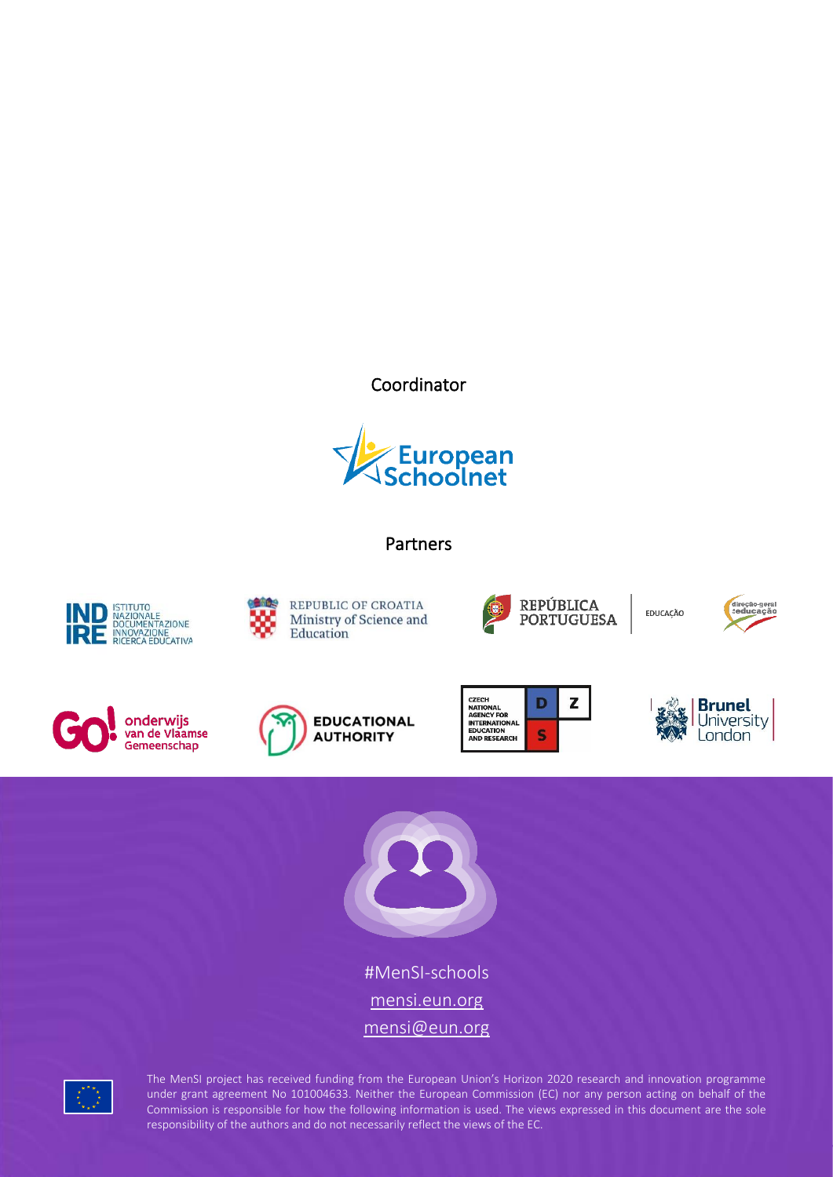Coordinator

Partners

#MenSI-schools

mensi.eun.org

mensi@eun.org

The MenSI project has received funding from the European Union's Horizon 2020 research and innovation programme under grant agreement No 101004633. Neither the European Commission (EC) nor any person acting on behalf of the Commission is responsible for how the following information is used. The views expressed in this document are the sole responsibility of the authors and do not necessarily reflect the views of the EC.